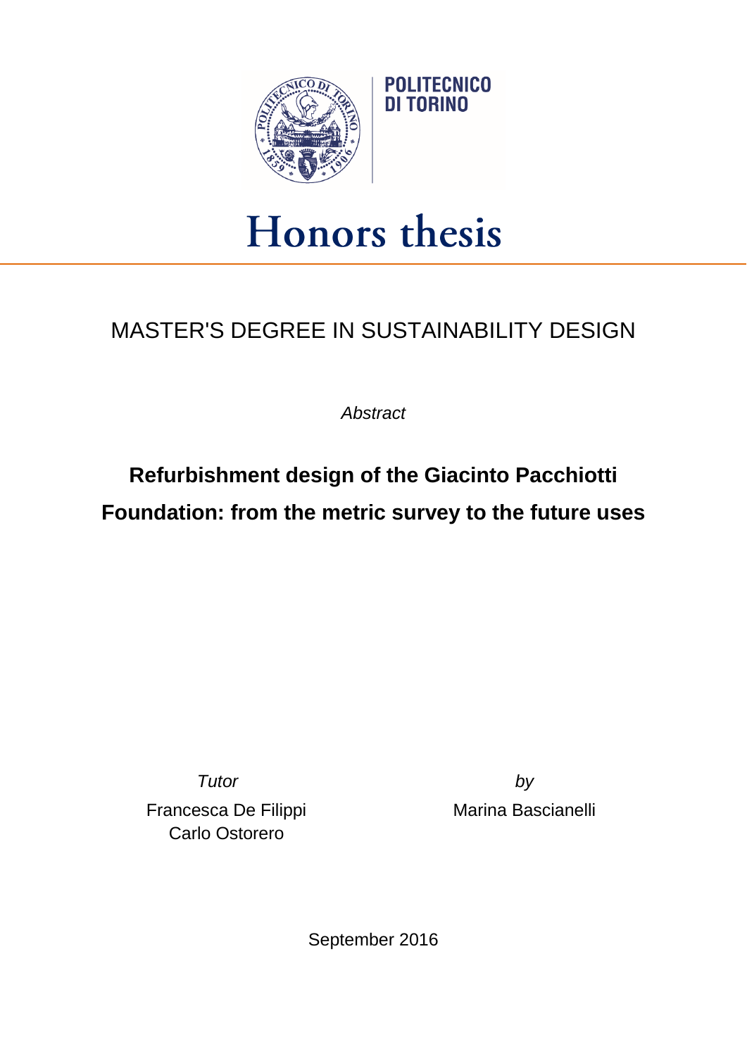POLITECNICO DI TORINO

# Honors thesis

## MASTER'S DEGREE IN SUSTAINABILITY DESIGN

*Abstract*

**Refurbishment design of the Giacinto Pacchiotti Foundation: from the metric survey to the future uses**

*Tutor*

Francesca De Filippi
Carlo Ostorero

*by*

Marina Bascianelli

September 2016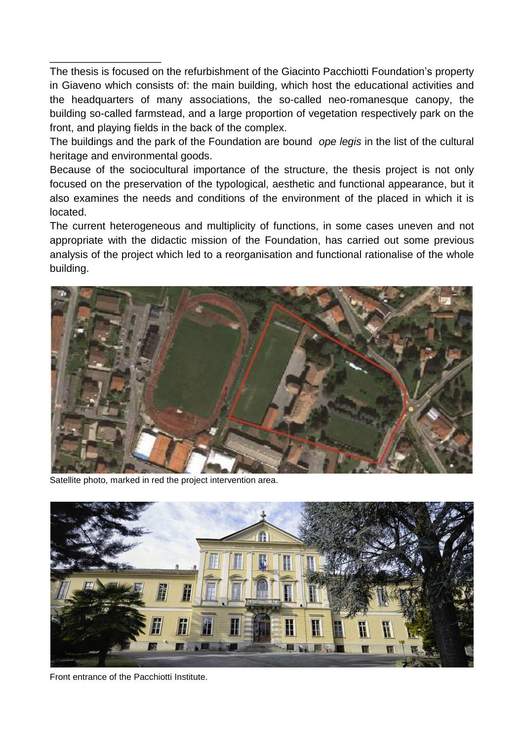The thesis is focused on the refurbishment of the Giacinto Pacchiotti Foundation's property in Giaveno which consists of: the main building, which host the educational activities and the headquarters of many associations, the so-called neo-romanesque canopy, the building so-called farmstead, and a large proportion of vegetation respectively park on the front, and playing fields in the back of the complex.

The buildings and the park of the Foundation are bound *ope legis* in the list of the cultural heritage and environmental goods.

Because of the sociocultural importance of the structure, the thesis project is not only focused on the preservation of the typological, aesthetic and functional appearance, but it also examines the needs and conditions of the environment of the placed in which it is located.

The current heterogeneous and multiplicity of functions, in some cases uneven and not appropriate with the didactic mission of the Foundation, has carried out some previous analysis of the project which led to a reorganisation and functional rationalise of the whole building.

Satellite photo, marked in red the project intervention area.

Front entrance of the Pacchiotti Institute.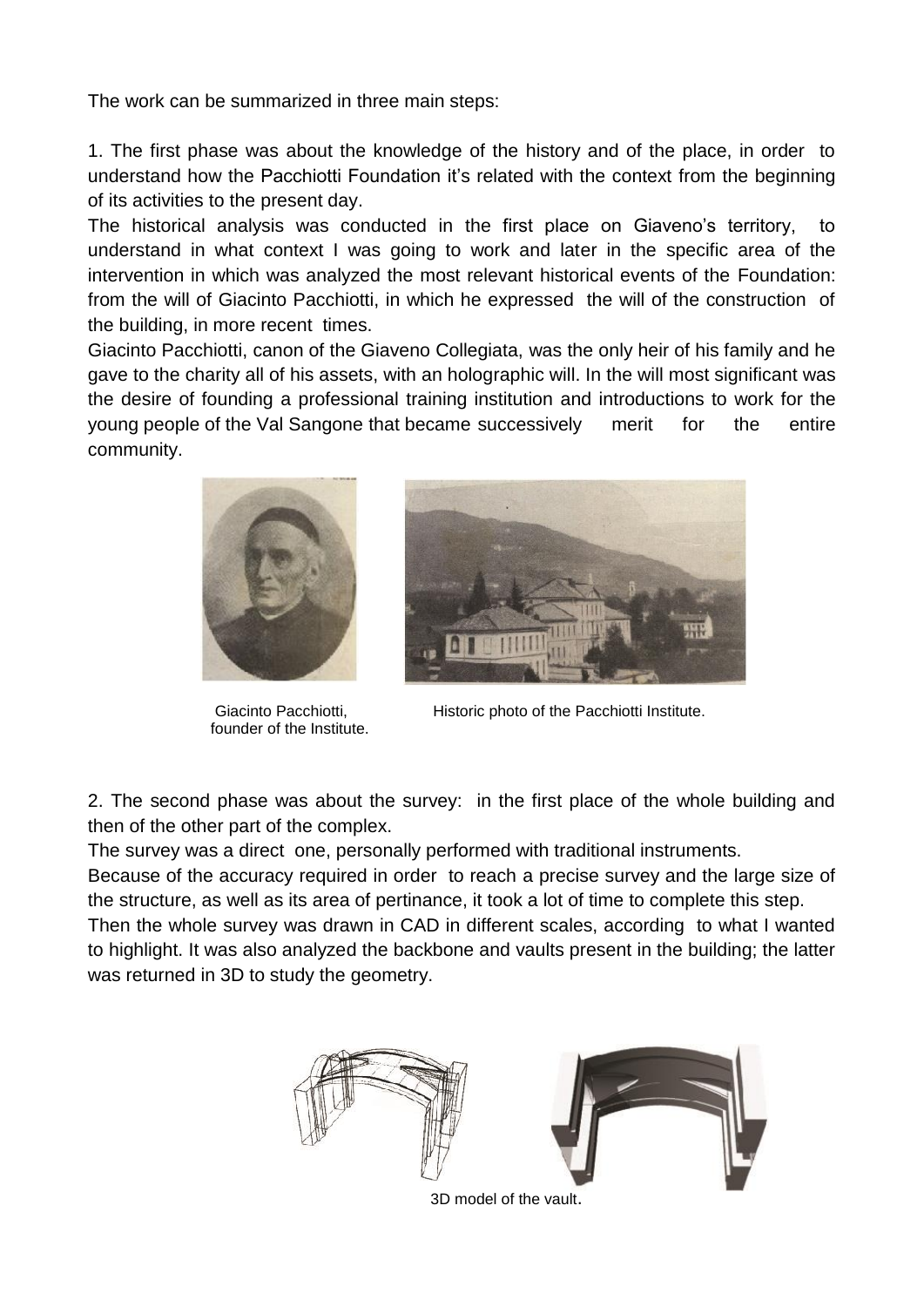The work can be summarized in three main steps:

1. The first phase was about the knowledge of the history and of the place, in order to understand how the Pacchiotti Foundation it's related with the context from the beginning of its activities to the present day.
The historical analysis was conducted in the first place on Giaveno's territory, to understand in what context I was going to work and later in the specific area of the intervention in which was analyzed the most relevant historical events of the Foundation: from the will of Giacinto Pacchiotti, in which he expressed the will of the construction of the building, in more recent times.
Giacinto Pacchiotti, canon of the Giaveno Collegiata, was the only heir of his family and he gave to the charity all of his assets, with an holographic will. In the will most significant was the desire of founding a professional training institution and introductions to work for the young people of the Val Sangone that became successively merit for the entire community.

Giacinto Pacchiotti, founder of the Institute.

Historic photo of the Pacchiotti Institute.

2. The second phase was about the survey: in the first place of the whole building and then of the other part of the complex.
The survey was a direct one, personally performed with traditional instruments.
Because of the accuracy required in order to reach a precise survey and the large size of the structure, as well as its area of pertinance, it took a lot of time to complete this step.
Then the whole survey was drawn in CAD in different scales, according to what I wanted to highlight. It was also analyzed the backbone and vaults present in the building; the latter was returned in 3D to study the geometry.

3D model of the vault.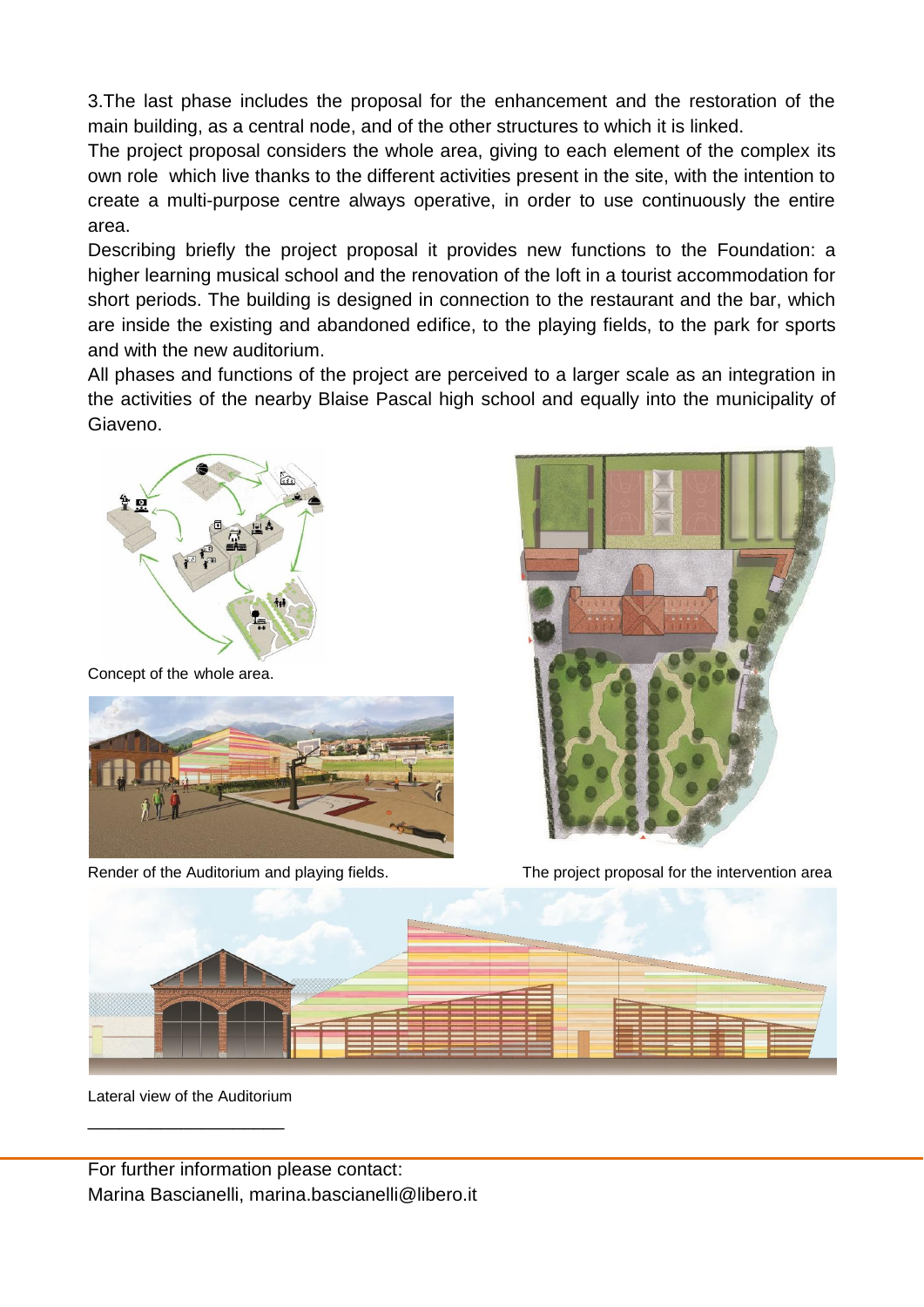3.The last phase includes the proposal for the enhancement and the restoration of the main building, as a central node, and of the other structures to which it is linked.

The project proposal considers the whole area, giving to each element of the complex its own role which live thanks to the different activities present in the site, with the intention to create a multi-purpose centre always operative, in order to use continuously the entire area.

Describing briefly the project proposal it provides new functions to the Foundation: a higher learning musical school and the renovation of the loft in a tourist accommodation for short periods. The building is designed in connection to the restaurant and the bar, which are inside the existing and abandoned edifice, to the playing fields, to the park for sports and with the new auditorium.

All phases and functions of the project are perceived to a larger scale as an integration in the activities of the nearby Blaise Pascal high school and equally into the municipality of Giaveno.

Concept of the whole area.

Render of the Auditorium and playing fields.

The project proposal for the intervention area

Lateral view of the Auditorium

---

For further information please contact:
Marina Bascianelli, marina.bascianelli@libero.it